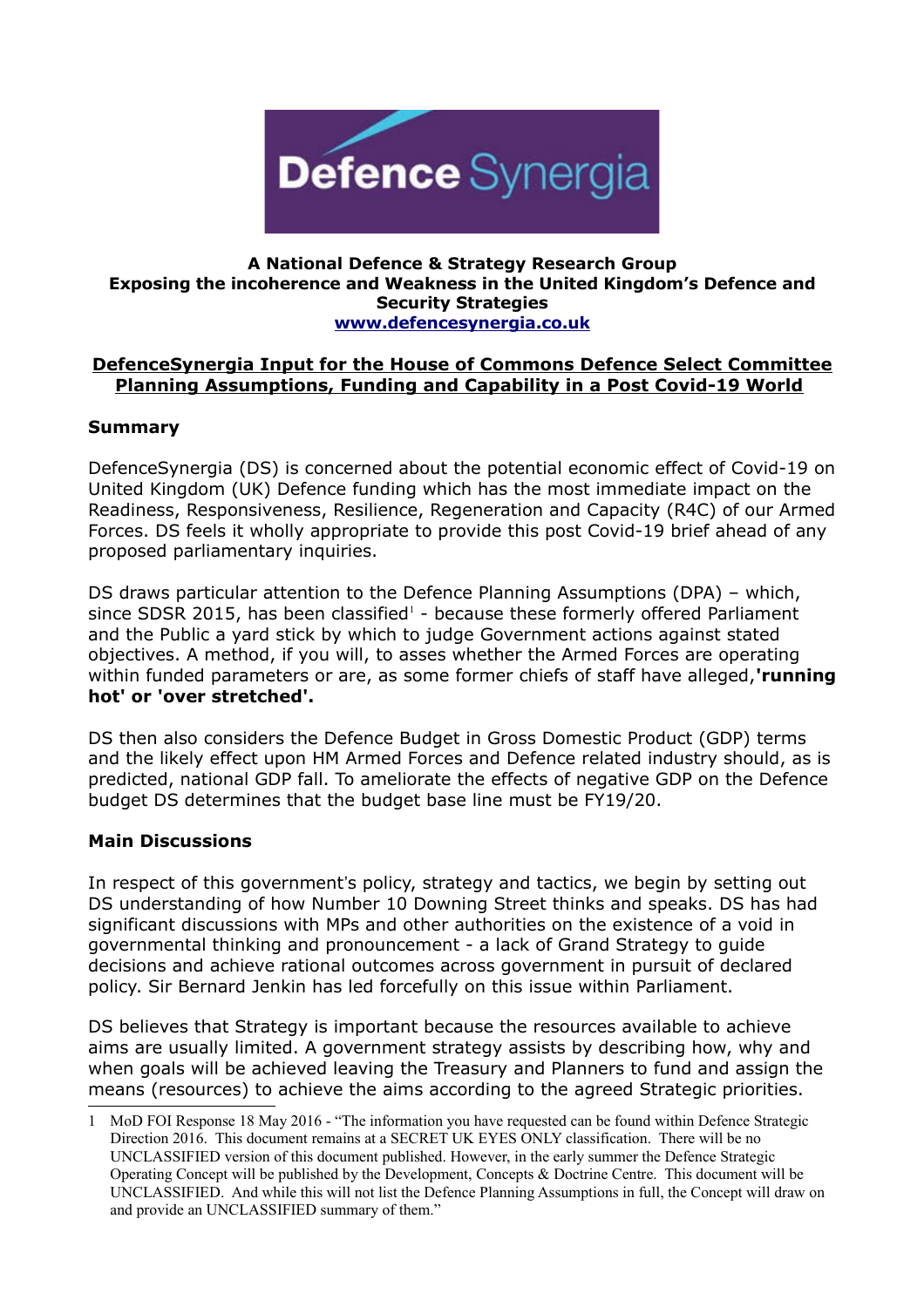**A National Defence & Strategy Research Group**
**Exposing the incoherence and Weakness in the United Kingdom's Defence and Security Strategies**
**www.defencesynergia.co.uk**

# DefenceSynergia Input for the House of Commons Defence Select Committee Planning Assumptions, Funding and Capability in a Post Covid-19 World

## Summary

DefenceSynergia (DS) is concerned about the potential economic effect of Covid-19 on United Kingdom (UK) Defence funding which has the most immediate impact on the Readiness, Responsiveness, Resilience, Regeneration and Capacity (R4C) of our Armed Forces. DS feels it wholly appropriate to provide this post Covid-19 brief ahead of any proposed parliamentary inquiries.

DS draws particular attention to the Defence Planning Assumptions (DPA) – which, since SDSR 2015, has been classified[1] - because these formerly offered Parliament and the Public a yard stick by which to judge Government actions against stated objectives. A method, if you will, to asses whether the Armed Forces are operating within funded parameters or are, as some former chiefs of staff have alleged,**'running hot' or 'over stretched'.**

DS then also considers the Defence Budget in Gross Domestic Product (GDP) terms and the likely effect upon HM Armed Forces and Defence related industry should, as is predicted, national GDP fall. To ameliorate the effects of negative GDP on the Defence budget DS determines that the budget base line must be FY19/20.

## Main Discussions

In respect of this government's policy, strategy and tactics, we begin by setting out DS understanding of how Number 10 Downing Street thinks and speaks. DS has had significant discussions with MPs and other authorities on the existence of a void in governmental thinking and pronouncement - a lack of Grand Strategy to guide decisions and achieve rational outcomes across government in pursuit of declared policy. Sir Bernard Jenkin has led forcefully on this issue within Parliament.

DS believes that Strategy is important because the resources available to achieve aims are usually limited. A government strategy assists by describing how, why and when goals will be achieved leaving the Treasury and Planners to fund and assign the means (resources) to achieve the aims according to the agreed Strategic priorities.

---

1 MoD FOI Response 18 May 2016 - "The information you have requested can be found within Defence Strategic Direction 2016. This document remains at a SECRET UK EYES ONLY classification. There will be no UNCLASSIFIED version of this document published. However, in the early summer the Defence Strategic Operating Concept will be published by the Development, Concepts & Doctrine Centre. This document will be UNCLASSIFIED. And while this will not list the Defence Planning Assumptions in full, the Concept will draw on and provide an UNCLASSIFIED summary of them."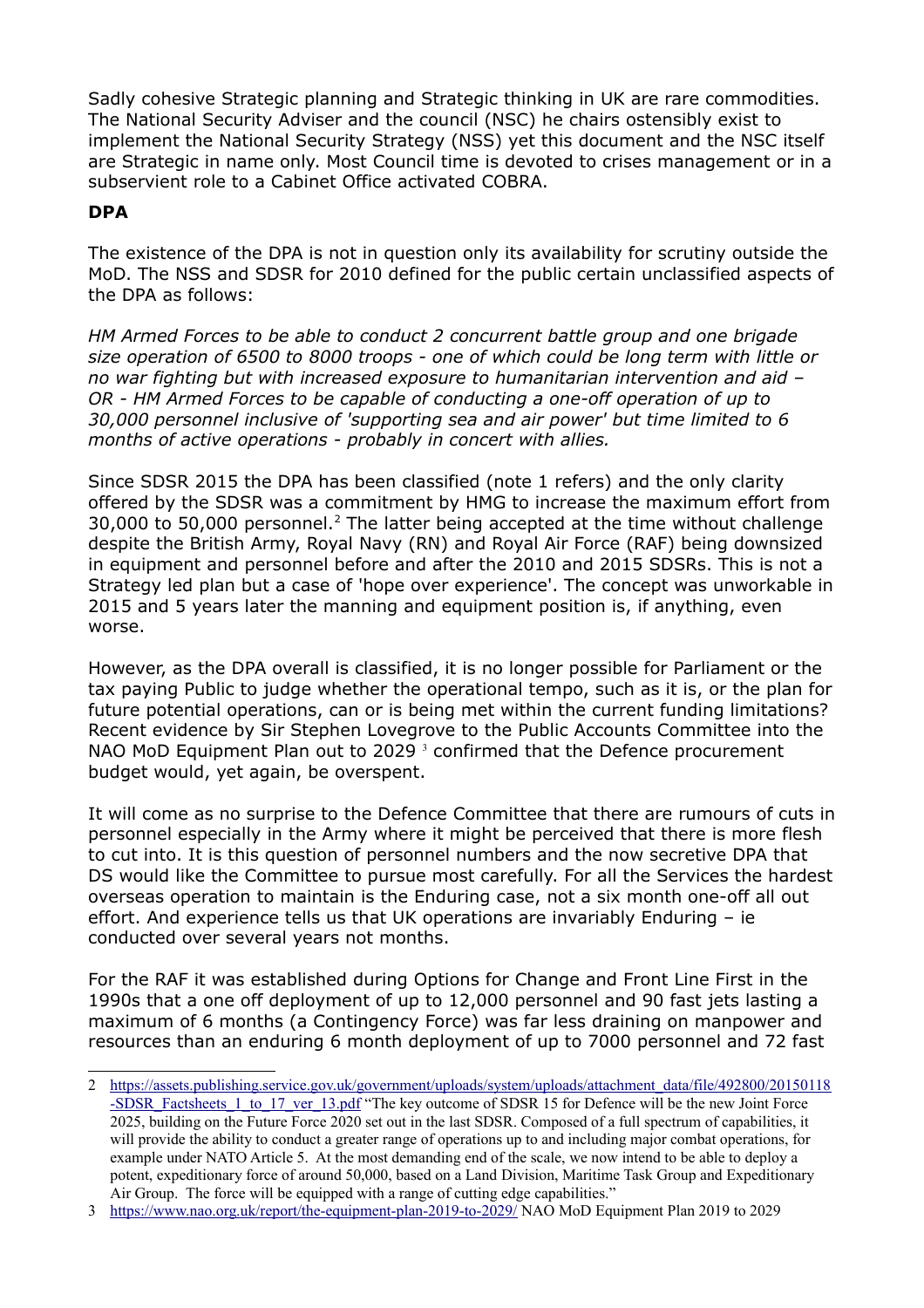Sadly cohesive Strategic planning and Strategic thinking in UK are rare commodities. The National Security Adviser and the council (NSC) he chairs ostensibly exist to implement the National Security Strategy (NSS) yet this document and the NSC itself are Strategic in name only. Most Council time is devoted to crises management or in a subservient role to a Cabinet Office activated COBRA.

**DPA**

The existence of the DPA is not in question only its availability for scrutiny outside the MoD. The NSS and SDSR for 2010 defined for the public certain unclassified aspects of the DPA as follows:

*HM Armed Forces to be able to conduct 2 concurrent battle group and one brigade size operation of 6500 to 8000 troops - one of which could be long term with little or no war fighting but with increased exposure to humanitarian intervention and aid – OR - HM Armed Forces to be capable of conducting a one-off operation of up to 30,000 personnel inclusive of 'supporting sea and air power' but time limited to 6 months of active operations - probably in concert with allies.*

Since SDSR 2015 the DPA has been classified (note 1 refers) and the only clarity offered by the SDSR was a commitment by HMG to increase the maximum effort from 30,000 to 50,000 personnel.[2] The latter being accepted at the time without challenge despite the British Army, Royal Navy (RN) and Royal Air Force (RAF) being downsized in equipment and personnel before and after the 2010 and 2015 SDSRs. This is not a Strategy led plan but a case of 'hope over experience'. The concept was unworkable in 2015 and 5 years later the manning and equipment position is, if anything, even worse.

However, as the DPA overall is classified, it is no longer possible for Parliament or the tax paying Public to judge whether the operational tempo, such as it is, or the plan for future potential operations, can or is being met within the current funding limitations? Recent evidence by Sir Stephen Lovegrove to the Public Accounts Committee into the NAO MoD Equipment Plan out to 2029 [3] confirmed that the Defence procurement budget would, yet again, be overspent.

It will come as no surprise to the Defence Committee that there are rumours of cuts in personnel especially in the Army where it might be perceived that there is more flesh to cut into. It is this question of personnel numbers and the now secretive DPA that DS would like the Committee to pursue most carefully. For all the Services the hardest overseas operation to maintain is the Enduring case, not a six month one-off all out effort. And experience tells us that UK operations are invariably Enduring – ie conducted over several years not months.

For the RAF it was established during Options for Change and Front Line First in the 1990s that a one off deployment of up to 12,000 personnel and 90 fast jets lasting a maximum of 6 months (a Contingency Force) was far less draining on manpower and resources than an enduring 6 month deployment of up to 7000 personnel and 72 fast

---

2 https://assets.publishing.service.gov.uk/government/uploads/system/uploads/attachment_data/file/492800/20150118-SDSR_Factsheets_1_to_17_ver_13.pdf "The key outcome of SDSR 15 for Defence will be the new Joint Force 2025, building on the Future Force 2020 set out in the last SDSR. Composed of a full spectrum of capabilities, it will provide the ability to conduct a greater range of operations up to and including major combat operations, for example under NATO Article 5. At the most demanding end of the scale, we now intend to be able to deploy a potent, expeditionary force of around 50,000, based on a Land Division, Maritime Task Group and Expeditionary Air Group. The force will be equipped with a range of cutting edge capabilities."

3 https://www.nao.org.uk/report/the-equipment-plan-2019-to-2029/ NAO MoD Equipment Plan 2019 to 2029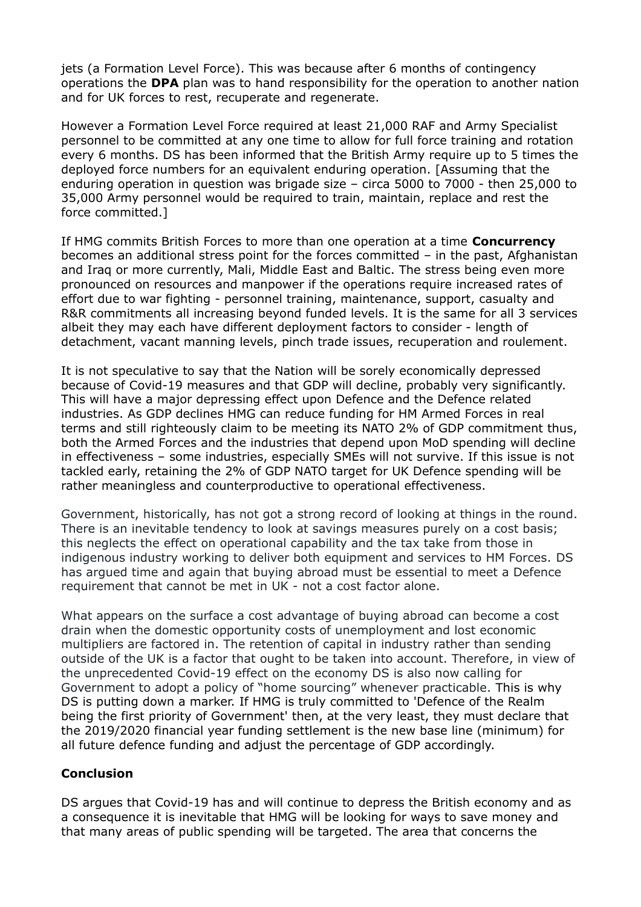jets (a Formation Level Force). This was because after 6 months of contingency operations the **DPA** plan was to hand responsibility for the operation to another nation and for UK forces to rest, recuperate and regenerate.

However a Formation Level Force required at least 21,000 RAF and Army Specialist personnel to be committed at any one time to allow for full force training and rotation every 6 months. DS has been informed that the British Army require up to 5 times the deployed force numbers for an equivalent enduring operation. [Assuming that the enduring operation in question was brigade size – circa 5000 to 7000 - then 25,000 to 35,000 Army personnel would be required to train, maintain, replace and rest the force committed.]

If HMG commits British Forces to more than one operation at a time **Concurrency** becomes an additional stress point for the forces committed – in the past, Afghanistan and Iraq or more currently, Mali, Middle East and Baltic. The stress being even more pronounced on resources and manpower if the operations require increased rates of effort due to war fighting - personnel training, maintenance, support, casualty and R&R commitments all increasing beyond funded levels. It is the same for all 3 services albeit they may each have different deployment factors to consider - length of detachment, vacant manning levels, pinch trade issues, recuperation and roulement.

It is not speculative to say that the Nation will be sorely economically depressed because of Covid-19 measures and that GDP will decline, probably very significantly. This will have a major depressing effect upon Defence and the Defence related industries. As GDP declines HMG can reduce funding for HM Armed Forces in real terms and still righteously claim to be meeting its NATO 2% of GDP commitment thus, both the Armed Forces and the industries that depend upon MoD spending will decline in effectiveness – some industries, especially SMEs will not survive. If this issue is not tackled early, retaining the 2% of GDP NATO target for UK Defence spending will be rather meaningless and counterproductive to operational effectiveness.

Government, historically, has not got a strong record of looking at things in the round. There is an inevitable tendency to look at savings measures purely on a cost basis; this neglects the effect on operational capability and the tax take from those in indigenous industry working to deliver both equipment and services to HM Forces. DS has argued time and again that buying abroad must be essential to meet a Defence requirement that cannot be met in UK - not a cost factor alone.

What appears on the surface a cost advantage of buying abroad can become a cost drain when the domestic opportunity costs of unemployment and lost economic multipliers are factored in. The retention of capital in industry rather than sending outside of the UK is a factor that ought to be taken into account. Therefore, in view of the unprecedented Covid-19 effect on the economy DS is also now calling for Government to adopt a policy of "home sourcing" whenever practicable. This is why DS is putting down a marker. If HMG is truly committed to 'Defence of the Realm being the first priority of Government' then, at the very least, they must declare that the 2019/2020 financial year funding settlement is the new base line (minimum) for all future defence funding and adjust the percentage of GDP accordingly.

## Conclusion

DS argues that Covid-19 has and will continue to depress the British economy and as a consequence it is inevitable that HMG will be looking for ways to save money and that many areas of public spending will be targeted. The area that concerns the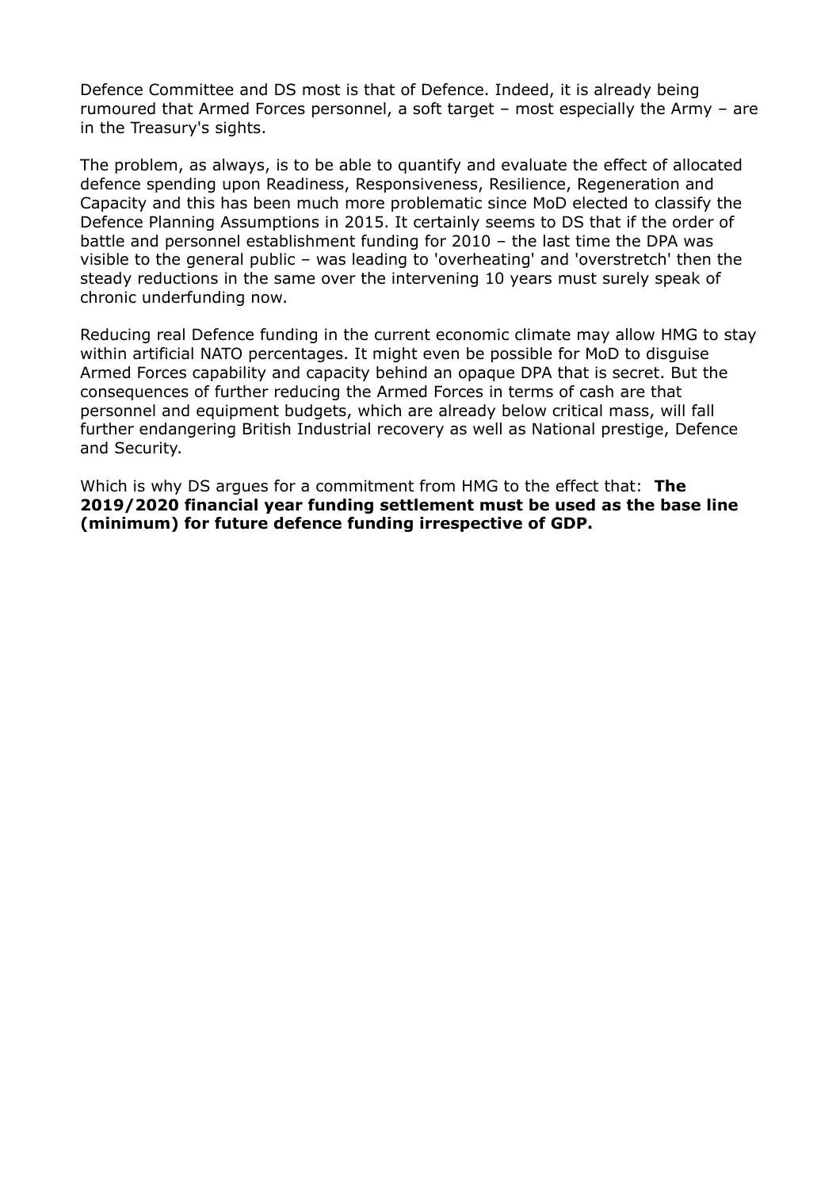Defence Committee and DS most is that of Defence. Indeed, it is already being rumoured that Armed Forces personnel, a soft target – most especially the Army – are in the Treasury's sights.

The problem, as always, is to be able to quantify and evaluate the effect of allocated defence spending upon Readiness, Responsiveness, Resilience, Regeneration and Capacity and this has been much more problematic since MoD elected to classify the Defence Planning Assumptions in 2015. It certainly seems to DS that if the order of battle and personnel establishment funding for 2010 – the last time the DPA was visible to the general public – was leading to 'overheating' and 'overstretch' then the steady reductions in the same over the intervening 10 years must surely speak of chronic underfunding now.

Reducing real Defence funding in the current economic climate may allow HMG to stay within artificial NATO percentages. It might even be possible for MoD to disguise Armed Forces capability and capacity behind an opaque DPA that is secret. But the consequences of further reducing the Armed Forces in terms of cash are that personnel and equipment budgets, which are already below critical mass, will fall further endangering British Industrial recovery as well as National prestige, Defence and Security.

Which is why DS argues for a commitment from HMG to the effect that: **The 2019/2020 financial year funding settlement must be used as the base line (minimum) for future defence funding irrespective of GDP.**